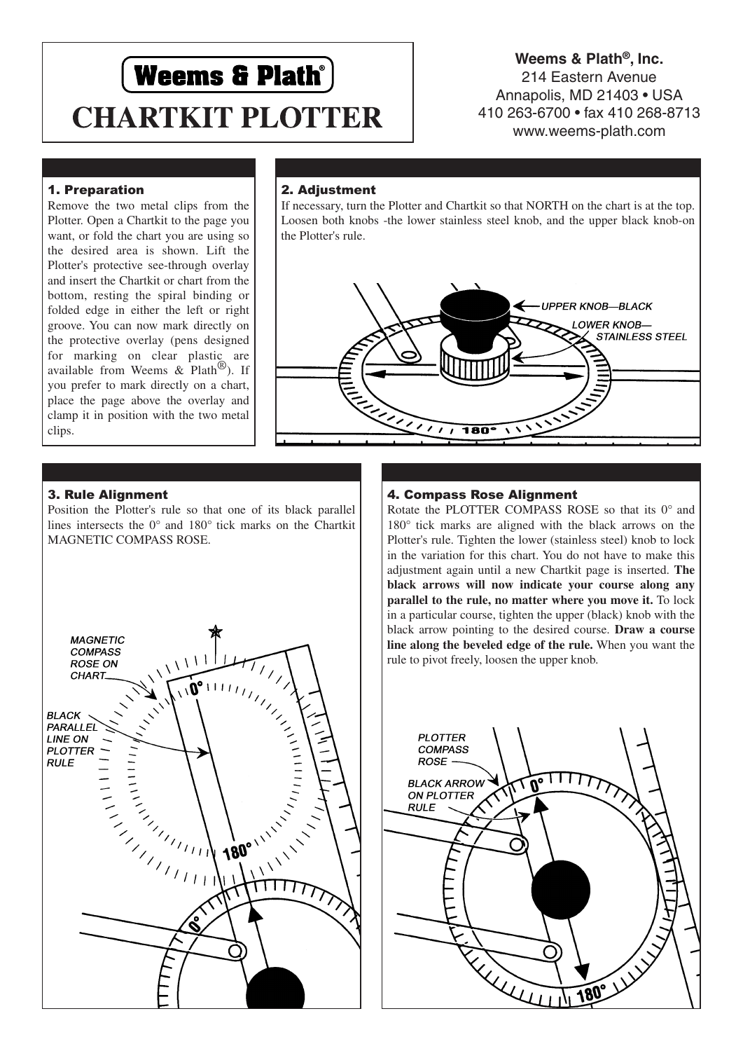# Weems & Plath®

# CHARTKIT PLOTTER

**Weems & Plath®, Inc.**
214 Eastern Avenue
Annapolis, MD 21403 • USA
410 263-6700 • fax 410 268-8713
www.weems-plath.com

### 1. Preparation

Remove the two metal clips from the Plotter. Open a Chartkit to the page you want, or fold the chart you are using so the desired area is shown. Lift the Plotter's protective see-through overlay and insert the Chartkit or chart from the bottom, resting the spiral binding or folded edge in either the left or right groove. You can now mark directly on the protective overlay (pens designed for marking on clear plastic are available from Weems & Plath®). If you prefer to mark directly on a chart, place the page above the overlay and clamp it in position with the two metal clips.

### 2. Adjustment

If necessary, turn the Plotter and Chartkit so that NORTH on the chart is at the top. Loosen both knobs -the lower stainless steel knob, and the upper black knob-on the Plotter's rule.

UPPER KNOB—BLACK

LOWER KNOB—STAINLESS STEEL

180°

### 3. Rule Alignment

Position the Plotter's rule so that one of its black parallel lines intersects the 0° and 180° tick marks on the Chartkit MAGNETIC COMPASS ROSE.

MAGNETIC COMPASS ROSE ON CHART

BLACK PARALLEL LINE ON PLOTTER RULE

0°

180°

0°

### 4. Compass Rose Alignment

Rotate the PLOTTER COMPASS ROSE so that its 0° and 180° tick marks are aligned with the black arrows on the Plotter's rule. Tighten the lower (stainless steel) knob to lock in the variation for this chart. You do not have to make this adjustment again until a new Chartkit page is inserted. **The black arrows will now indicate your course along any parallel to the rule, no matter where you move it.** To lock in a particular course, tighten the upper (black) knob with the black arrow pointing to the desired course. **Draw a course line along the beveled edge of the rule.** When you want the rule to pivot freely, loosen the upper knob.

PLOTTER COMPASS ROSE

BLACK ARROW ON PLOTTER RULE

0°

180°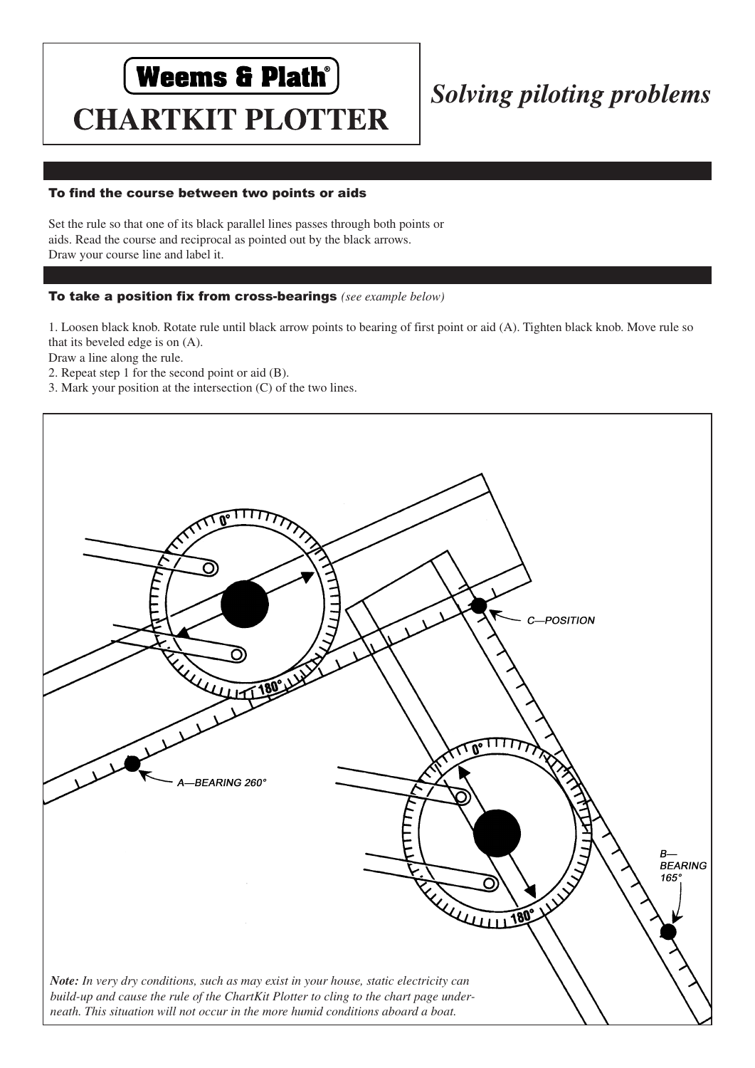# Weems & Plath®

# CHARTKIT PLOTTER

## *Solving piloting problems*

### To find the course between two points or aids

Set the rule so that one of its black parallel lines passes through both points or aids. Read the course and reciprocal as pointed out by the black arrows. Draw your course line and label it.

### To take a position fix from cross-bearings *(see example below)*

1. Loosen black knob. Rotate rule until black arrow points to bearing of first point or aid (A). Tighten black knob. Move rule so that its beveled edge is on (A).
Draw a line along the rule.
2. Repeat step 1 for the second point or aid (B).
3. Mark your position at the intersection (C) of the two lines.

0°
180°
C—POSITION
A—BEARING 260°
0°
180°
B—BEARING 165°

*Note: In very dry conditions, such as may exist in your house, static electricity can build-up and cause the rule of the ChartKit Plotter to cling to the chart page underneath. This situation will not occur in the more humid conditions aboard a boat.*